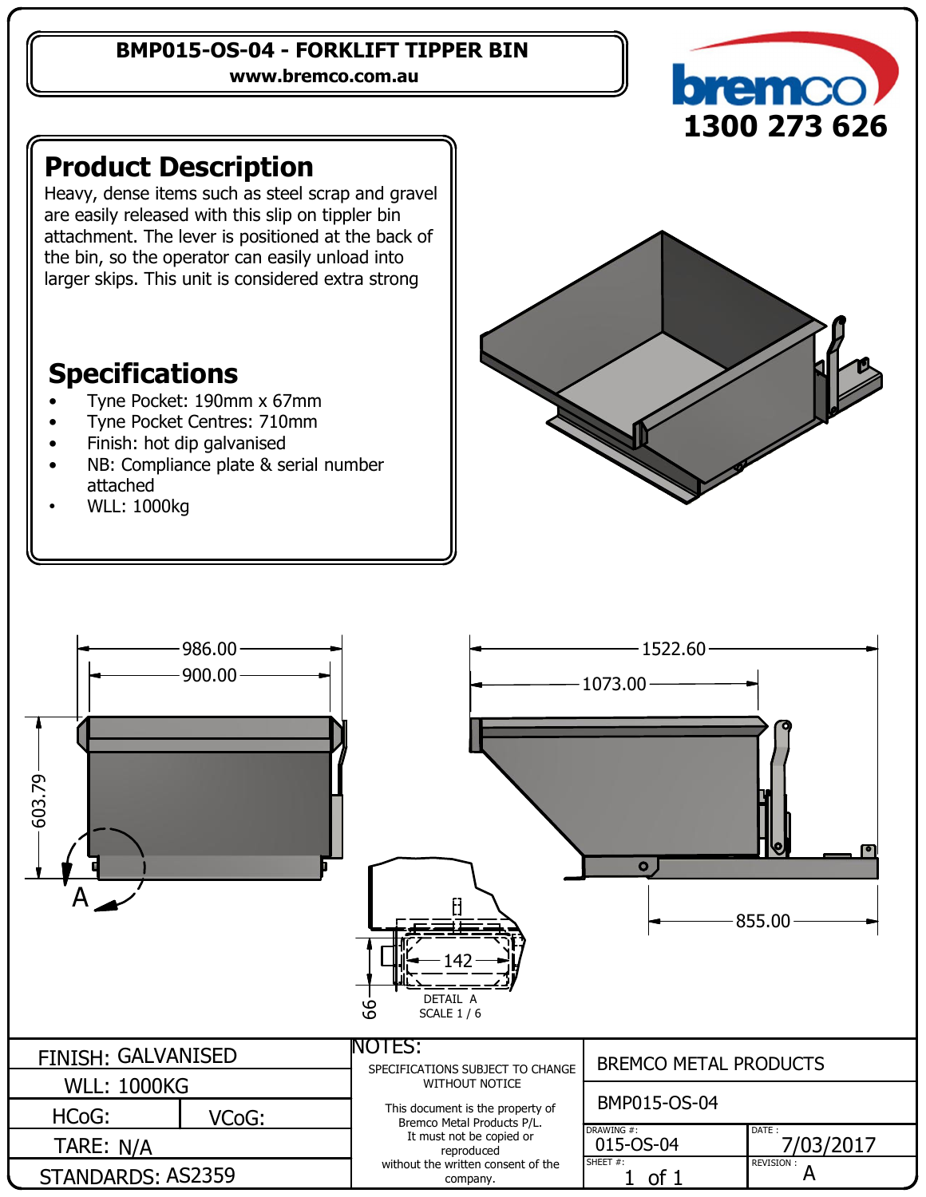# BMP015-OS-04 - FORKLIFT TIPPER BIN

www.bremco.com.au

bremco

1300 273 626

## Product Description

Heavy, dense items such as steel scrap and gravel are easily released with this slip on tippler bin attachment. The lever is positioned at the back of the bin, so the operator can easily unload into larger skips. This unit is considered extra strong

## Specifications

- Tyne Pocket: 190mm x 67mm
- Tyne Pocket Centres: 710mm
- Finish: hot dip galvanised
- NB: Compliance plate & serial number attached
- WLL: 1000kg

986.00

900.00

603.79

A

1522.60

1073.00

855.00

142

66

DETAIL A
SCALE 1 / 6

| FINISH: GALVANISED | | NOTES: SPECIFICATIONS SUBJECT TO CHANGE WITHOUT NOTICE | BREMCO METAL PRODUCTS | |
|---|---|---|---|---|
| WLL: 1000KG | | | BMP015-OS-04 | |
| HCoG: | VCoG: | This document is the property of Bremco Metal Products P/L. It must not be copied or reproduced without the written consent of the company. | DRAWING #: 015-OS-04 | DATE : 7/03/2017 |
| TARE: N/A | | | SHEET #: 1 of 1 | REVISION : A |
| STANDARDS: AS2359 | | | | |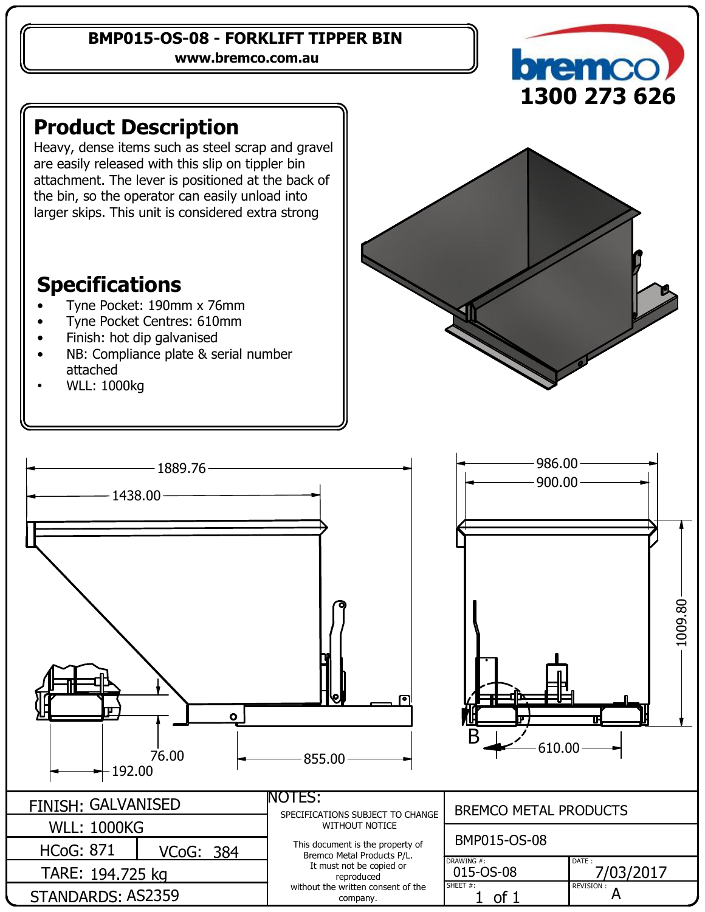# BMP015-OS-08 - FORKLIFT TIPPER BIN

www.bremco.com.au

bremco

1300 273 626

## Product Description

Heavy, dense items such as steel scrap and gravel are easily released with this slip on tippler bin attachment. The lever is positioned at the back of the bin, so the operator can easily unload into larger skips. This unit is considered extra strong

## Specifications

- Tyne Pocket: 190mm x 76mm
- Tyne Pocket Centres: 610mm
- Finish: hot dip galvanised
- NB: Compliance plate & serial number attached
- WLL: 1000kg

1889.76

1438.00

76.00

192.00

855.00

986.00

900.00

1009.80

610.00

B

| | |
|---|---|
| FINISH: GALVANISED | |
| WLL: 1000KG | |
| HCoG: 871 | VCoG: 384 |
| TARE: 194.725 kg | |
| STANDARDS: AS2359 | |

NOTES:

SPECIFICATIONS SUBJECT TO CHANGE WITHOUT NOTICE

This document is the property of Bremco Metal Products P/L. It must not be copied or reproduced without the written consent of the company.

| | |
|---|---|
| BREMCO METAL PRODUCTS | |
| BMP015-OS-08 | |
| DRAWING #: 015-OS-08 | DATE : 7/03/2017 |
| SHEET #: 1 of 1 | REVISION : A |